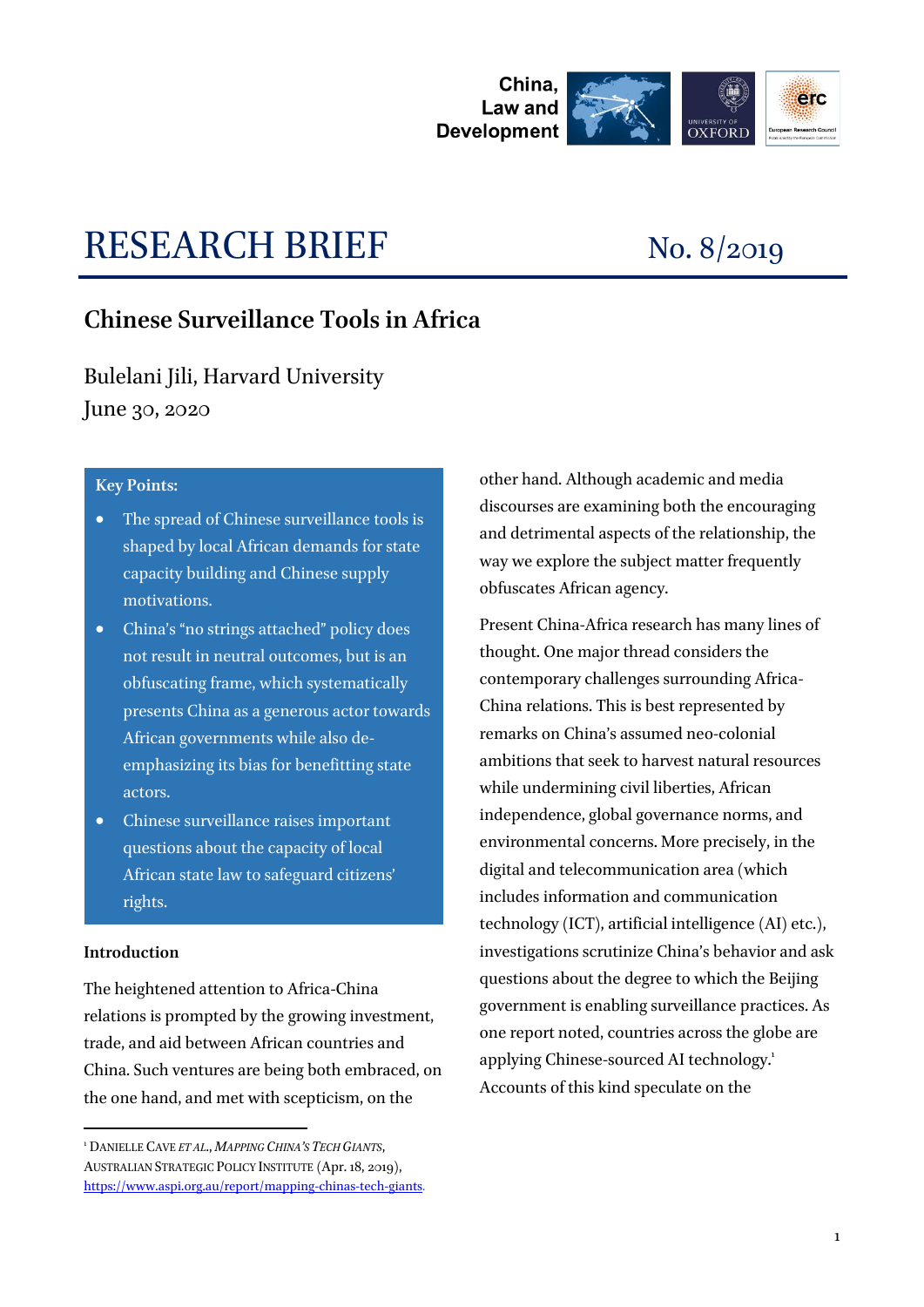China, Law and Development

# RESEARCH BRIEF

No. 8/2019

## Chinese Surveillance Tools in Africa

Bulelani Jili, Harvard University

June 30, 2020

**Key Points:**

- The spread of Chinese surveillance tools is shaped by local African demands for state capacity building and Chinese supply motivations.
- China's "no strings attached" policy does not result in neutral outcomes, but is an obfuscating frame, which systematically presents China as a generous actor towards African governments while also de-emphasizing its bias for benefitting state actors.
- Chinese surveillance raises important questions about the capacity of local African state law to safeguard citizens' rights.

### Introduction

The heightened attention to Africa-China relations is prompted by the growing investment, trade, and aid between African countries and China. Such ventures are being both embraced, on the one hand, and met with scepticism, on the other hand. Although academic and media discourses are examining both the encouraging and detrimental aspects of the relationship, the way we explore the subject matter frequently obfuscates African agency.

Present China-Africa research has many lines of thought. One major thread considers the contemporary challenges surrounding Africa-China relations. This is best represented by remarks on China's assumed neo-colonial ambitions that seek to harvest natural resources while undermining civil liberties, African independence, global governance norms, and environmental concerns. More precisely, in the digital and telecommunication area (which includes information and communication technology (ICT), artificial intelligence (AI) etc.), investigations scrutinize China's behavior and ask questions about the degree to which the Beijing government is enabling surveillance practices. As one report noted, countries across the globe are applying Chinese-sourced AI technology.[1] Accounts of this kind speculate on the

---

[1] DANIELLE CAVE *ET AL.*, *MAPPING CHINA'S TECH GIANTS*, AUSTRALIAN STRATEGIC POLICY INSTITUTE (Apr. 18, 2019), https://www.aspi.org.au/report/mapping-chinas-tech-giants.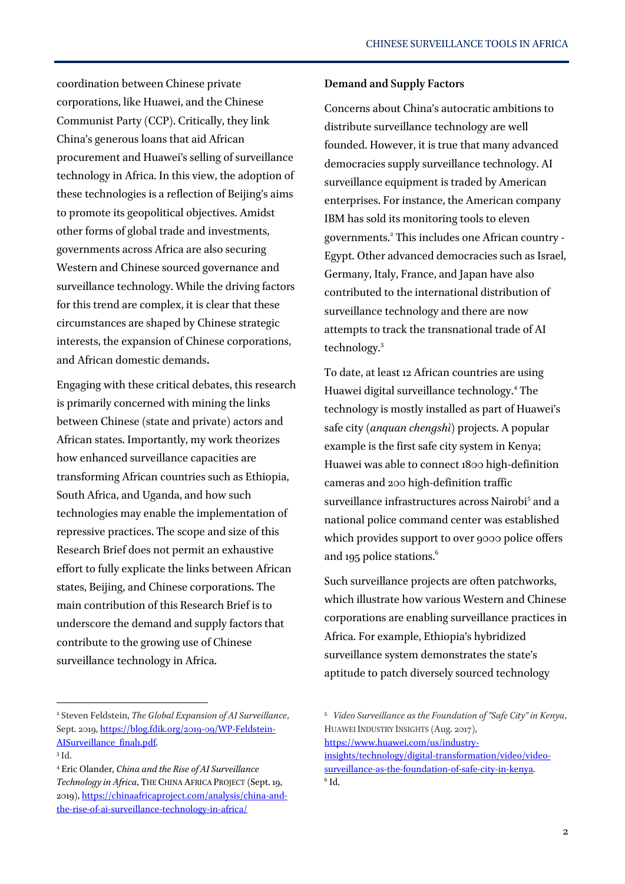coordination between Chinese private corporations, like Huawei, and the Chinese Communist Party (CCP). Critically, they link China's generous loans that aid African procurement and Huawei's selling of surveillance technology in Africa. In this view, the adoption of these technologies is a reflection of Beijing's aims to promote its geopolitical objectives. Amidst other forms of global trade and investments, governments across Africa are also securing Western and Chinese sourced governance and surveillance technology. While the driving factors for this trend are complex, it is clear that these circumstances are shaped by Chinese strategic interests, the expansion of Chinese corporations, and African domestic demands.

Engaging with these critical debates, this research is primarily concerned with mining the links between Chinese (state and private) actors and African states. Importantly, my work theorizes how enhanced surveillance capacities are transforming African countries such as Ethiopia, South Africa, and Uganda, and how such technologies may enable the implementation of repressive practices. The scope and size of this Research Brief does not permit an exhaustive effort to fully explicate the links between African states, Beijing, and Chinese corporations. The main contribution of this Research Brief is to underscore the demand and supply factors that contribute to the growing use of Chinese surveillance technology in Africa.

**Demand and Supply Factors**

Concerns about China's autocratic ambitions to distribute surveillance technology are well founded. However, it is true that many advanced democracies supply surveillance technology. AI surveillance equipment is traded by American enterprises. For instance, the American company IBM has sold its monitoring tools to eleven governments.[2] This includes one African country - Egypt. Other advanced democracies such as Israel, Germany, Italy, France, and Japan have also contributed to the international distribution of surveillance technology and there are now attempts to track the transnational trade of AI technology.[3]

To date, at least 12 African countries are using Huawei digital surveillance technology.[4] The technology is mostly installed as part of Huawei's safe city (*anquan chengshi*) projects. A popular example is the first safe city system in Kenya; Huawei was able to connect 1800 high-definition cameras and 200 high-definition traffic surveillance infrastructures across Nairobi[5] and a national police command center was established which provides support to over 9000 police offers and 195 police stations.[6]

Such surveillance projects are often patchworks, which illustrate how various Western and Chinese corporations are enabling surveillance practices in Africa. For example, Ethiopia's hybridized surveillance system demonstrates the state's aptitude to patch diversely sourced technology

---

[2] Steven Feldstein, *The Global Expansion of AI Surveillance*, Sept. 2019, https://blog.fdik.org/2019-09/WP-Feldstein-AISurveillance_final1.pdf.

[3] Id.

[4] Eric Olander, *China and the Rise of AI Surveillance Technology in Africa*, THE CHINA AFRICA PROJECT (Sept. 19, 2019), https://chinaafricaproject.com/analysis/china-and-the-rise-of-ai-surveillance-technology-in-africa/

[5] *Video Surveillance as the Foundation of "Safe City" in Kenya*, HUAWEI INDUSTRY INSIGHTS (Aug. 2017), https://www.huawei.com/us/industry-insights/technology/digital-transformation/video/video-surveillance-as-the-foundation-of-safe-city-in-kenya.

[6] Id.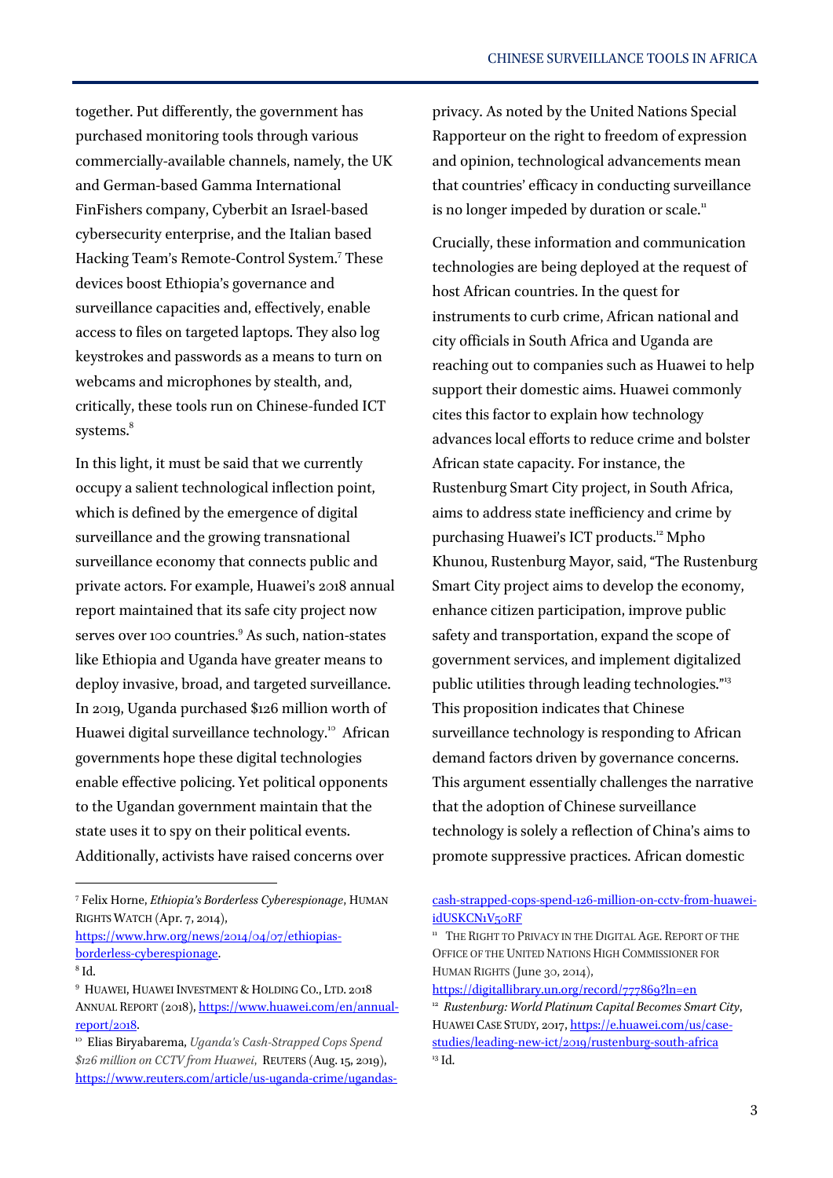together. Put differently, the government has purchased monitoring tools through various commercially-available channels, namely, the UK and German-based Gamma International FinFishers company, Cyberbit an Israel-based cybersecurity enterprise, and the Italian based Hacking Team's Remote-Control System.[7] These devices boost Ethiopia's governance and surveillance capacities and, effectively, enable access to files on targeted laptops. They also log keystrokes and passwords as a means to turn on webcams and microphones by stealth, and, critically, these tools run on Chinese-funded ICT systems.[8]

In this light, it must be said that we currently occupy a salient technological inflection point, which is defined by the emergence of digital surveillance and the growing transnational surveillance economy that connects public and private actors. For example, Huawei's 2018 annual report maintained that its safe city project now serves over 100 countries.[9] As such, nation-states like Ethiopia and Uganda have greater means to deploy invasive, broad, and targeted surveillance. In 2019, Uganda purchased $126 million worth of Huawei digital surveillance technology.[10] African governments hope these digital technologies enable effective policing. Yet political opponents to the Ugandan government maintain that the state uses it to spy on their political events. Additionally, activists have raised concerns over privacy. As noted by the United Nations Special Rapporteur on the right to freedom of expression and opinion, technological advancements mean that countries' efficacy in conducting surveillance is no longer impeded by duration or scale.[11]

Crucially, these information and communication technologies are being deployed at the request of host African countries. In the quest for instruments to curb crime, African national and city officials in South Africa and Uganda are reaching out to companies such as Huawei to help support their domestic aims. Huawei commonly cites this factor to explain how technology advances local efforts to reduce crime and bolster African state capacity. For instance, the Rustenburg Smart City project, in South Africa, aims to address state inefficiency and crime by purchasing Huawei's ICT products.[12] Mpho Khunou, Rustenburg Mayor, said, "The Rustenburg Smart City project aims to develop the economy, enhance citizen participation, improve public safety and transportation, expand the scope of government services, and implement digitalized public utilities through leading technologies."[13] This proposition indicates that Chinese surveillance technology is responding to African demand factors driven by governance concerns. This argument essentially challenges the narrative that the adoption of Chinese surveillance technology is solely a reflection of China's aims to promote suppressive practices. African domestic

---

[7] Felix Horne, *Ethiopia's Borderless Cyberespionage*, HUMAN RIGHTS WATCH (Apr. 7, 2014), https://www.hrw.org/news/2014/04/07/ethiopias-borderless-cyberespionage.

[8] Id.

[9] HUAWEI, HUAWEI INVESTMENT & HOLDING CO., LTD. 2018 ANNUAL REPORT (2018), https://www.huawei.com/en/annual-report/2018.

[10] Elias Biryabarema, *Uganda's Cash-Strapped Cops Spend $126 million on CCTV from Huawei*, REUTERS (Aug. 15, 2019), https://www.reuters.com/article/us-uganda-crime/ugandas-cash-strapped-cops-spend-126-million-on-cctv-from-huawei-idUSKCN1V50RF

[11] THE RIGHT TO PRIVACY IN THE DIGITAL AGE. REPORT OF THE OFFICE OF THE UNITED NATIONS HIGH COMMISSIONER FOR HUMAN RIGHTS (June 30, 2014), https://digitallibrary.un.org/record/777869?ln=en

[12] *Rustenburg: World Platinum Capital Becomes Smart City*, HUAWEI CASE STUDY, 2017, https://e.huawei.com/us/case-studies/leading-new-ict/2019/rustenburg-south-africa

[13] Id.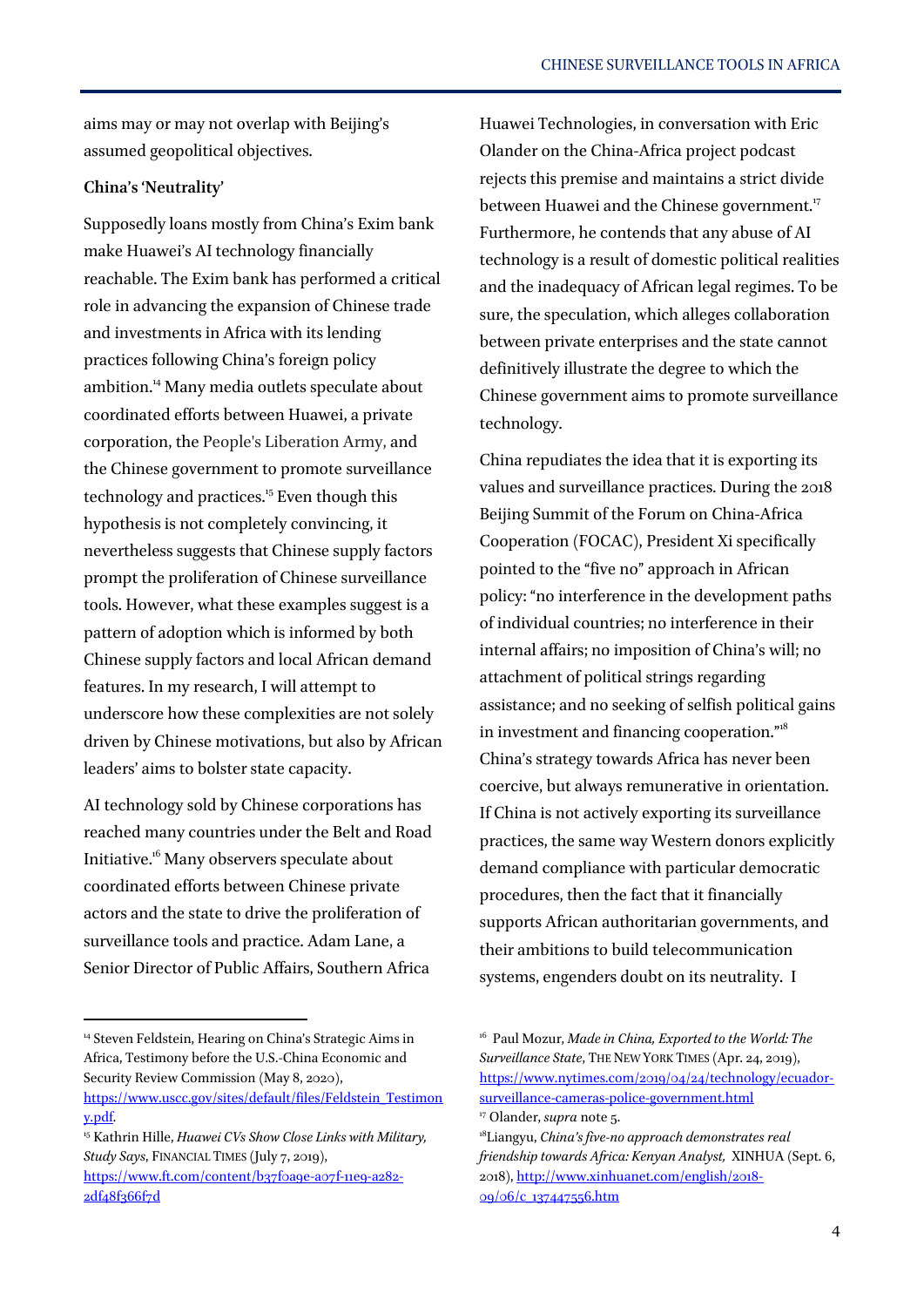aims may or may not overlap with Beijing's assumed geopolitical objectives.

**China's 'Neutrality'**

Supposedly loans mostly from China's Exim bank make Huawei's AI technology financially reachable. The Exim bank has performed a critical role in advancing the expansion of Chinese trade and investments in Africa with its lending practices following China's foreign policy ambition.[14] Many media outlets speculate about coordinated efforts between Huawei, a private corporation, the People's Liberation Army, and the Chinese government to promote surveillance technology and practices.[15] Even though this hypothesis is not completely convincing, it nevertheless suggests that Chinese supply factors prompt the proliferation of Chinese surveillance tools. However, what these examples suggest is a pattern of adoption which is informed by both Chinese supply factors and local African demand features. In my research, I will attempt to underscore how these complexities are not solely driven by Chinese motivations, but also by African leaders' aims to bolster state capacity.

AI technology sold by Chinese corporations has reached many countries under the Belt and Road Initiative.[16] Many observers speculate about coordinated efforts between Chinese private actors and the state to drive the proliferation of surveillance tools and practice. Adam Lane, a Senior Director of Public Affairs, Southern Africa Huawei Technologies, in conversation with Eric Olander on the China-Africa project podcast rejects this premise and maintains a strict divide between Huawei and the Chinese government.[17] Furthermore, he contends that any abuse of AI technology is a result of domestic political realities and the inadequacy of African legal regimes. To be sure, the speculation, which alleges collaboration between private enterprises and the state cannot definitively illustrate the degree to which the Chinese government aims to promote surveillance technology.

China repudiates the idea that it is exporting its values and surveillance practices. During the 2018 Beijing Summit of the Forum on China-Africa Cooperation (FOCAC), President Xi specifically pointed to the "five no" approach in African policy: "no interference in the development paths of individual countries; no interference in their internal affairs; no imposition of China's will; no attachment of political strings regarding assistance; and no seeking of selfish political gains in investment and financing cooperation."[18] China's strategy towards Africa has never been coercive, but always remunerative in orientation. If China is not actively exporting its surveillance practices, the same way Western donors explicitly demand compliance with particular democratic procedures, then the fact that it financially supports African authoritarian governments, and their ambitions to build telecommunication systems, engenders doubt on its neutrality. I

---

[14] Steven Feldstein, Hearing on China's Strategic Aims in Africa, Testimony before the U.S.-China Economic and Security Review Commission (May 8, 2020), https://www.uscc.gov/sites/default/files/Feldstein_Testimony.pdf.

[15] Kathrin Hille, *Huawei CVs Show Close Links with Military, Study Says*, FINANCIAL TIMES (July 7, 2019), https://www.ft.com/content/b37f0a9e-a07f-11e9-a282-2df48f366f7d

[16] Paul Mozur, *Made in China, Exported to the World: The Surveillance State*, THE NEW YORK TIMES (Apr. 24, 2019), https://www.nytimes.com/2019/04/24/technology/ecuador-surveillance-cameras-police-government.html

[17] Olander, *supra* note 5.

[18] Liangyu, *China's five-no approach demonstrates real friendship towards Africa: Kenyan Analyst,* XINHUA (Sept. 6, 2018), http://www.xinhuanet.com/english/2018-09/06/c_137447556.htm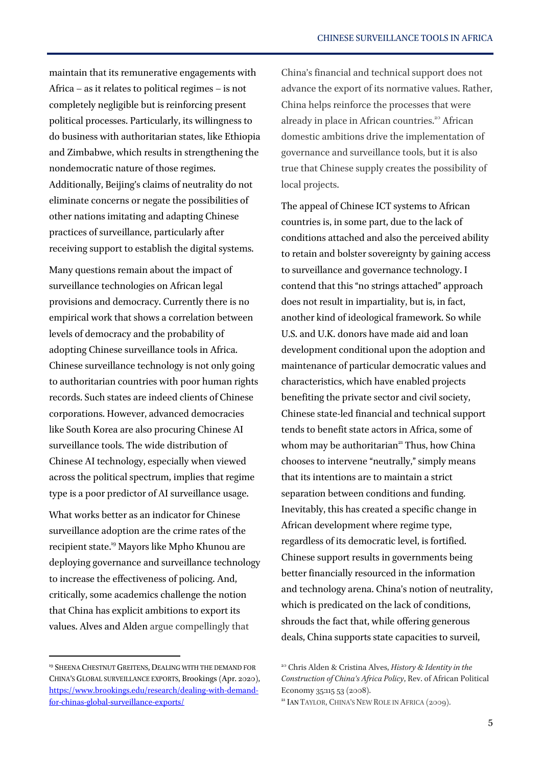maintain that its remunerative engagements with Africa – as it relates to political regimes – is not completely negligible but is reinforcing present political processes. Particularly, its willingness to do business with authoritarian states, like Ethiopia and Zimbabwe, which results in strengthening the nondemocratic nature of those regimes. Additionally, Beijing's claims of neutrality do not eliminate concerns or negate the possibilities of other nations imitating and adapting Chinese practices of surveillance, particularly after receiving support to establish the digital systems.

Many questions remain about the impact of surveillance technologies on African legal provisions and democracy. Currently there is no empirical work that shows a correlation between levels of democracy and the probability of adopting Chinese surveillance tools in Africa. Chinese surveillance technology is not only going to authoritarian countries with poor human rights records. Such states are indeed clients of Chinese corporations. However, advanced democracies like South Korea are also procuring Chinese AI surveillance tools. The wide distribution of Chinese AI technology, especially when viewed across the political spectrum, implies that regime type is a poor predictor of AI surveillance usage.

What works better as an indicator for Chinese surveillance adoption are the crime rates of the recipient state.[19] Mayors like Mpho Khunou are deploying governance and surveillance technology to increase the effectiveness of policing. And, critically, some academics challenge the notion that China has explicit ambitions to export its values. Alves and Alden argue compellingly that China's financial and technical support does not advance the export of its normative values. Rather, China helps reinforce the processes that were already in place in African countries.[20] African domestic ambitions drive the implementation of governance and surveillance tools, but it is also true that Chinese supply creates the possibility of local projects.

The appeal of Chinese ICT systems to African countries is, in some part, due to the lack of conditions attached and also the perceived ability to retain and bolster sovereignty by gaining access to surveillance and governance technology. I contend that this "no strings attached" approach does not result in impartiality, but is, in fact, another kind of ideological framework. So while U.S. and U.K. donors have made aid and loan development conditional upon the adoption and maintenance of particular democratic values and characteristics, which have enabled projects benefiting the private sector and civil society, Chinese state-led financial and technical support tends to benefit state actors in Africa, some of whom may be authoritarian[21] Thus, how China chooses to intervene "neutrally," simply means that its intentions are to maintain a strict separation between conditions and funding. Inevitably, this has created a specific change in African development where regime type, regardless of its democratic level, is fortified. Chinese support results in governments being better financially resourced in the information and technology arena. China's notion of neutrality, which is predicated on the lack of conditions, shrouds the fact that, while offering generous deals, China supports state capacities to surveil,

---

[19] SHEENA CHESTNUT GREITENS, DEALING WITH THE DEMAND FOR CHINA'S GLOBAL SURVEILLANCE EXPORTS, Brookings (Apr. 2020), https://www.brookings.edu/research/dealing-with-demand-for-chinas-global-surveillance-exports/

[20] Chris Alden & Cristina Alves, *History & Identity in the Construction of China's Africa Policy*, Rev. of African Political Economy 35:115 53 (2008).

[21] IAN TAYLOR, CHINA'S NEW ROLE IN AFRICA (2009).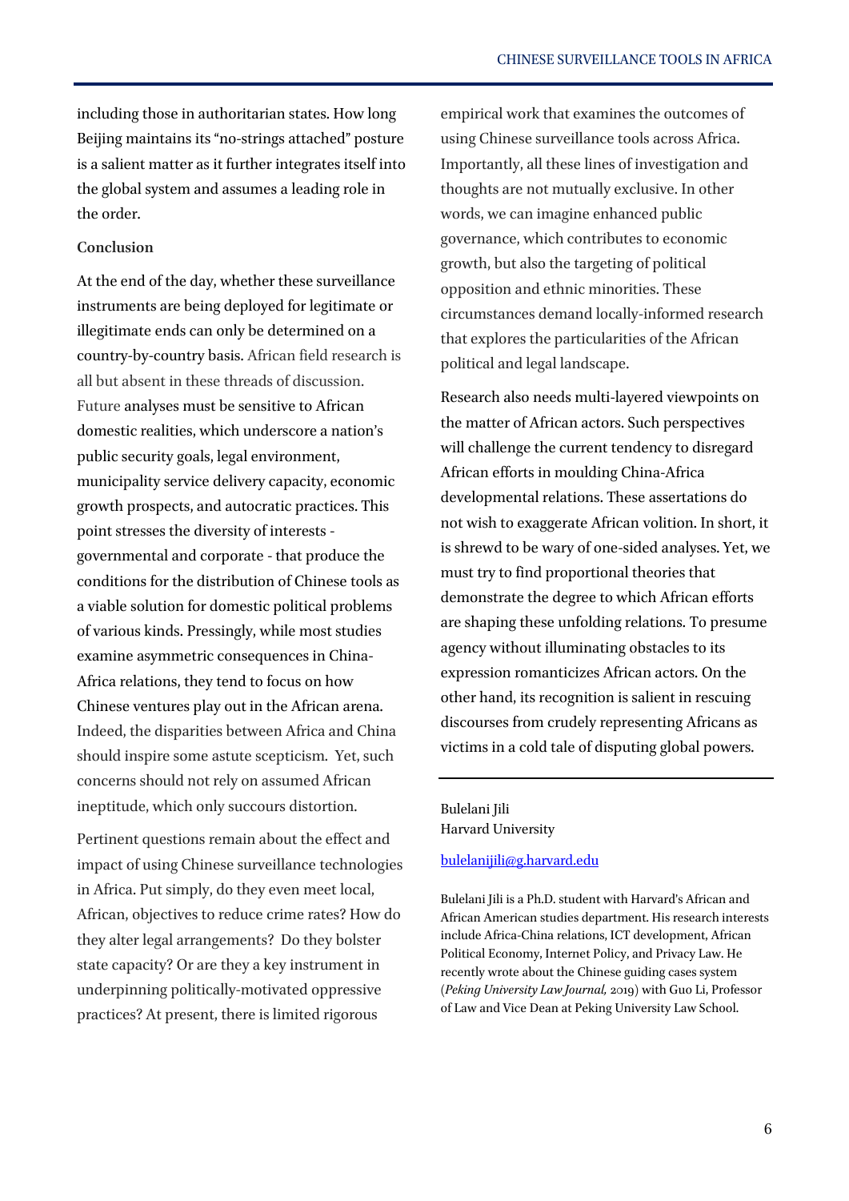including those in authoritarian states. How long Beijing maintains its "no-strings attached" posture is a salient matter as it further integrates itself into the global system and assumes a leading role in the order.

**Conclusion**

At the end of the day, whether these surveillance instruments are being deployed for legitimate or illegitimate ends can only be determined on a country-by-country basis. African field research is all but absent in these threads of discussion. Future analyses must be sensitive to African domestic realities, which underscore a nation's public security goals, legal environment, municipality service delivery capacity, economic growth prospects, and autocratic practices. This point stresses the diversity of interests - governmental and corporate - that produce the conditions for the distribution of Chinese tools as a viable solution for domestic political problems of various kinds. Pressingly, while most studies examine asymmetric consequences in China-Africa relations, they tend to focus on how Chinese ventures play out in the African arena. Indeed, the disparities between Africa and China should inspire some astute scepticism. Yet, such concerns should not rely on assumed African ineptitude, which only succours distortion.

Pertinent questions remain about the effect and impact of using Chinese surveillance technologies in Africa. Put simply, do they even meet local, African, objectives to reduce crime rates? How do they alter legal arrangements? Do they bolster state capacity? Or are they a key instrument in underpinning politically-motivated oppressive practices? At present, there is limited rigorous empirical work that examines the outcomes of using Chinese surveillance tools across Africa. Importantly, all these lines of investigation and thoughts are not mutually exclusive. In other words, we can imagine enhanced public governance, which contributes to economic growth, but also the targeting of political opposition and ethnic minorities. These circumstances demand locally-informed research that explores the particularities of the African political and legal landscape.

Research also needs multi-layered viewpoints on the matter of African actors. Such perspectives will challenge the current tendency to disregard African efforts in moulding China-Africa developmental relations. These assertions do not wish to exaggerate African volition. In short, it is shrewd to be wary of one-sided analyses. Yet, we must try to find proportional theories that demonstrate the degree to which African efforts are shaping these unfolding relations. To presume agency without illuminating obstacles to its expression romanticizes African actors. On the other hand, its recognition is salient in rescuing discourses from crudely representing Africans as victims in a cold tale of disputing global powers.

---

Bulelani Jili
Harvard University

[bulelanijili@g.harvard.edu](mailto:bulelanijili@g.harvard.edu)

Bulelani Jili is a Ph.D. student with Harvard's African and African American studies department. His research interests include Africa-China relations, ICT development, African Political Economy, Internet Policy, and Privacy Law. He recently wrote about the Chinese guiding cases system (*Peking University Law Journal,* 2019) with Guo Li, Professor of Law and Vice Dean at Peking University Law School.